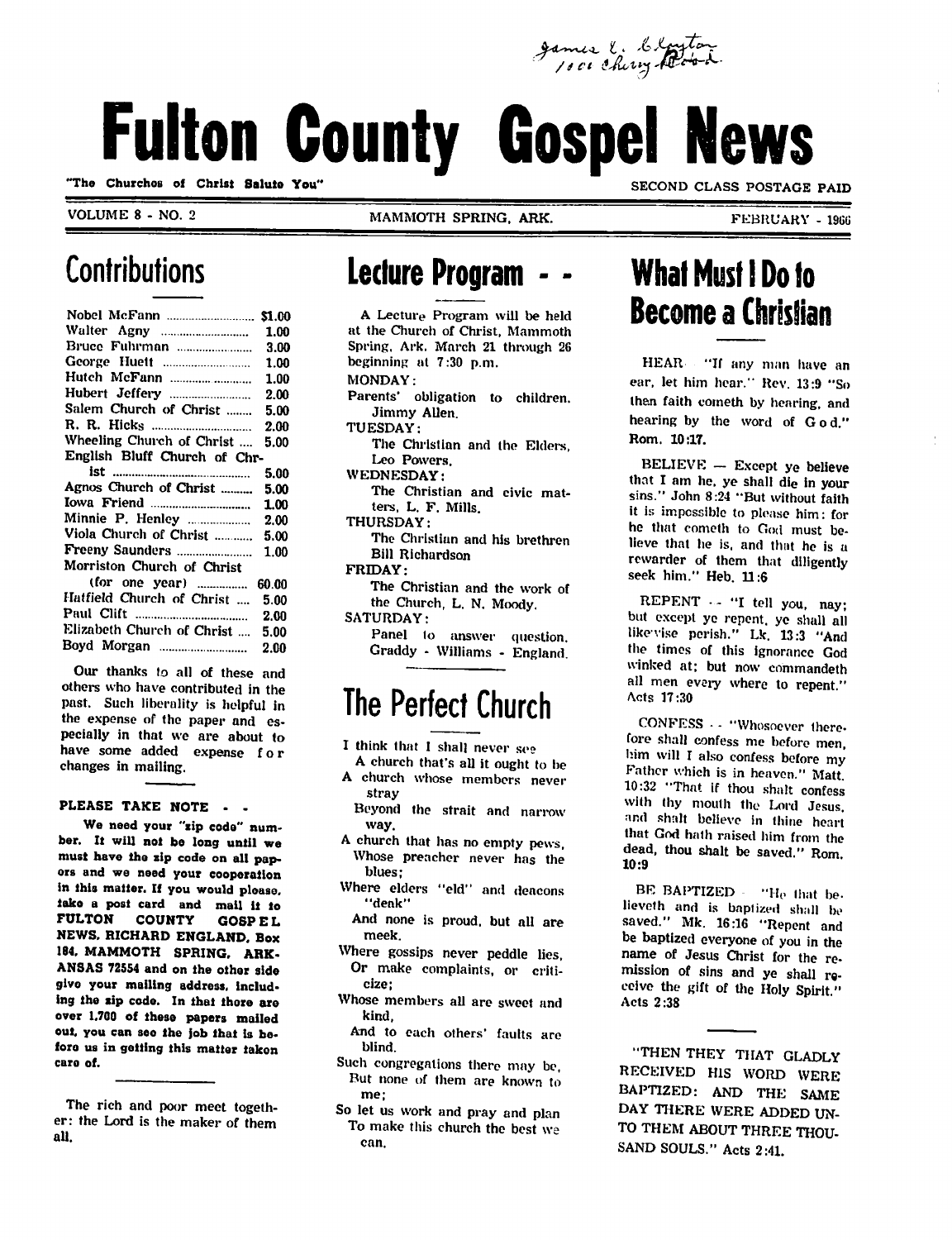James E. Clayton
1001 Cherry Road

# Fulton County Gospel News

"The Churches of Christ Salute You" — SECOND CLASS POSTAGE PAID

VOLUME 8 - NO. 2 — MAMMOTH SPRING, ARK. — FEBRUARY - 1966

## Contributions

| | |
|---|---|
| Nobel McFann | $1.00 |
| Walter Agny | 1.00 |
| Bruce Fuhrman | 3.00 |
| George Huett | 1.00 |
| Hutch McFann | 1.00 |
| Hubert Jeffery | 2.00 |
| Salem Church of Christ | 5.00 |
| R. R. Hicks | 2.00 |
| Wheeling Church of Christ | 5.00 |
| English Bluff Church of Christ | 5.00 |
| Agnos Church of Christ | 5.00 |
| Iowa Friend | 1.00 |
| Minnie P. Henley | 2.00 |
| Viola Church of Christ | 5.00 |
| Freeny Saunders | 1.00 |
| Morriston Church of Christ (for one year) | 60.00 |
| Hatfield Church of Christ | 5.00 |
| Paul Clift | 2.00 |
| Elizabeth Church of Christ | 5.00 |
| Boyd Morgan | 2.00 |

Our thanks to all of these and others who have contributed in the past. Such liberality is helpful in the expense of the paper and especially in that we are about to have some added expense for changes in mailing.

**PLEASE TAKE NOTE - -**

**We need your "zip code" number. It will not be long until we must have the zip code on all papers and we need your cooperation in this matter. If you would please, take a post card and mail it to FULTON COUNTY GOSPEL NEWS, RICHARD ENGLAND, Box 184, MAMMOTH SPRING, ARKANSAS 72554 and on the other side give your mailing address, including the zip code. In that there are over 1,700 of these papers mailed out, you can see the job that is before us in getting this matter taken care of.**

The rich and poor meet together: the Lord is the maker of them all.

## Lecture Program - -

A Lecture Program will be held at the Church of Christ, Mammoth Spring, Ark. March 21 through 26 beginning at 7:30 p.m.

MONDAY:
Parents' obligation to children. Jimmy Allen.

TUESDAY:
The Christian and the Elders, Leo Powers.

WEDNESDAY:
The Christian and civic matters, L. F. Mills.

THURSDAY:
The Christian and his brethren Bill Richardson

FRIDAY:
The Christian and the work of the Church, L. N. Moody.

SATURDAY:
Panel to answer question. Graddy - Williams - England.

## The Perfect Church

I think that I shall never see
A church that's all it ought to be
A church whose members never stray
Beyond the strait and narrow way.
A church that has no empty pews,
Whose preacher never has the blues;
Where elders "eld" and deacons "deenk"
And none is proud, but all are meek.
Where gossips never peddle lies,
Or make complaints, or criticize;
Whose members all are sweet and kind,
And to each others' faults are blind.
Such congregations there may be,
But none of them are known to me;
So let us work and pray and plan
To make this church the best we can.

## What Must I Do to Become a Christian

HEAR - "If any man have an ear, let him hear." Rev. 13:9 "So then faith cometh by hearing, and hearing by the word of God." Rom. 10:17.

BELIEVE — Except ye believe that I am he, ye shall die in your sins." John 8:24 "But without faith it is impossible to please him: for he that cometh to God must believe that he is, and that he is a rewarder of them that diligently seek him." Heb. 11:6

REPENT - - "I tell you, nay; but except ye repent, ye shall all likewise perish." Lk. 13:3 "And the times of this ignorance God winked at; but now commandeth all men every where to repent." Acts 17:30

CONFESS - - "Whosoever therefore shall confess me before men, him will I also confess before my Father which is in heaven." Matt. 10:32 "That if thou shalt confess with thy mouth the Lord Jesus, and shalt believe in thine heart that God hath raised him from the dead, thou shalt be saved." Rom. 10:9

BE BAPTIZED - "He that believeth and is baptized shall be saved." Mk. 16:16 "Repent and be baptized everyone of you in the name of Jesus Christ for the remission of sins and ye shall receive the gift of the Holy Spirit." Acts 2:38

"THEN THEY THAT GLADLY RECEIVED HIS WORD WERE BAPTIZED: AND THE SAME DAY THERE WERE ADDED UNTO THEM ABOUT THREE THOUSAND SOULS." Acts 2:41.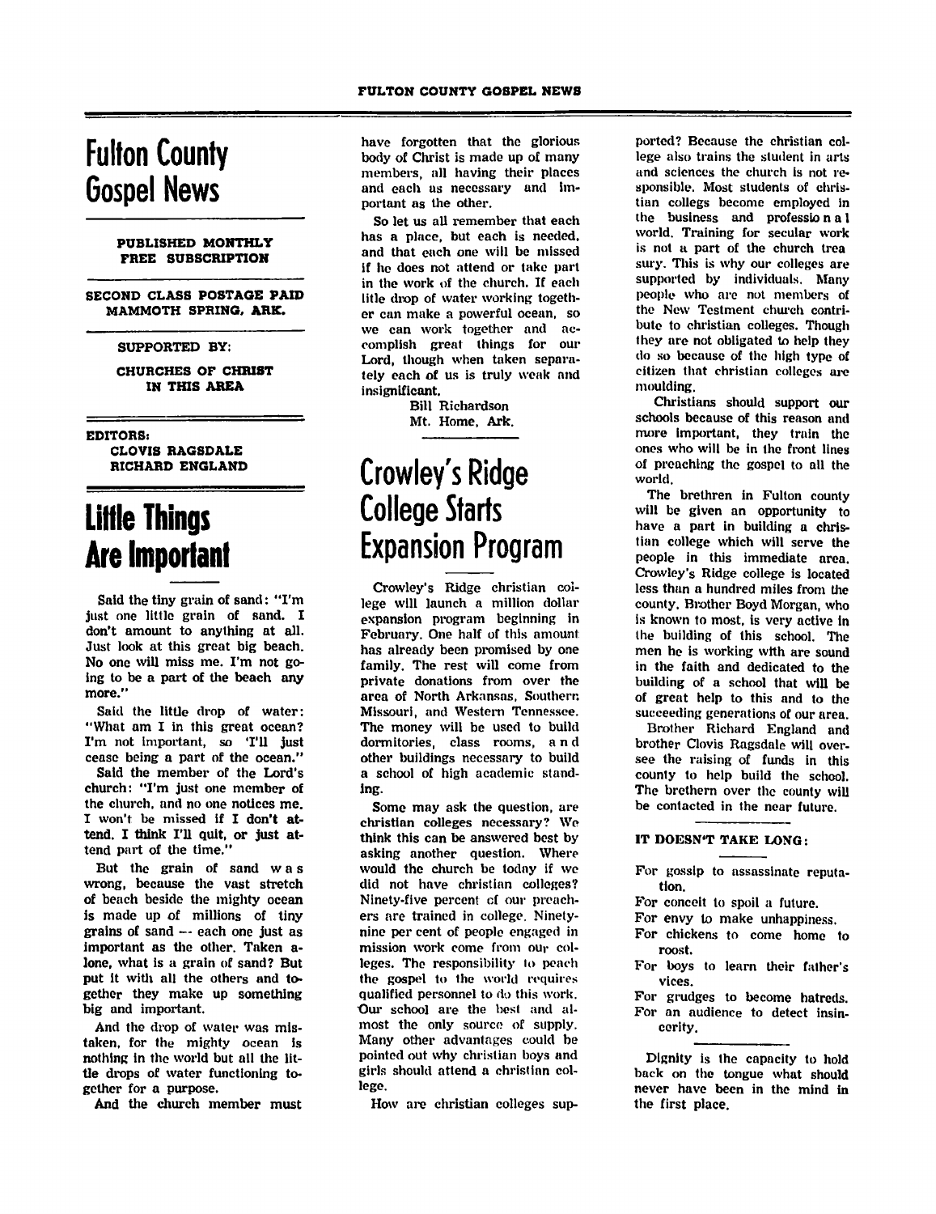# Fulton County Gospel News

**PUBLISHED MONTHLY**
**FREE SUBSCRIPTION**

**SECOND CLASS POSTAGE PAID**
**MAMMOTH SPRING, ARK.**

**SUPPORTED BY:**

**CHURCHES OF CHRIST IN THIS AREA**

**EDITORS:**
**CLOVIS RAGSDALE**
**RICHARD ENGLAND**

# Little Things Are Important

Said the tiny grain of sand: "I'm just one little grain of sand. I don't amount to anything at all. Just look at this great big beach. No one will miss me. I'm not going to be a part of the beach any more."

Said the little drop of water: "What am I in this great ocean? I'm not important, so 'I'll just cease being a part of the ocean."

Said the member of the Lord's church: "I'm just one member of the church, and no one notices me. I won't be missed if I don't attend. I think I'll quit, or just attend part of the time."

But the grain of sand was wrong, because the vast stretch of beach beside the mighty ocean is made up of millions of tiny grains of sand -- each one just as important as the other. Taken alone, what is a grain of sand? But put it with all the others and together they make up something big and important.

And the drop of water was mistaken, for the mighty ocean is nothing in the world but all the little drops of water functioning together for a purpose.

And the church member must have forgotten that the glorious body of Christ is made up of many members, all having their places and each as necessary and important as the other.

So let us all remember that each has a place, but each is needed, and that each one will be missed if he does not attend or take part in the work of the church. If each litle drop of water working together can make a powerful ocean, so we can work together and accomplish great things for our Lord, though when taken separately each of us is truly weak and insignificant.

Bill Richardson
Mt. Home, Ark.

# Crowley's Ridge College Starts Expansion Program

Crowley's Ridge christian college will launch a million dollar expansion program beginning in February. One half of this amount has already been promised by one family. The rest will come from private donations from over the area of North Arkansas, Southern Missouri, and Western Tennessee. The money will be used to build dormitories, class rooms, and other buildings necessary to build a school of high academic standing.

Some may ask the question, are christian colleges necessary? We think this can be answered best by asking another question. Where would the church be today if we did not have christian colleges? Ninety-five percent of our preachers are trained in college. Ninety-nine per cent of people engaged in mission work come from our colleges. The responsibility to peach the gospel to the world requires qualified personnel to do this work. Our school are the best and almost the only source of supply. Many other advantages could be pointed out why christian boys and girls should attend a christian college.

How are christian colleges supported? Because the christian college also trains the student in arts and sciences the church is not responsible. Most students of christian collegs become employed in the business and professional world. Training for secular work is not a part of the church treasury. This is why our colleges are supported by individuals. Many people who are not members of the New Testment church contribute to christian colleges. Though they are not obligated to help they do so because of the high type of citizen that christian colleges are moulding.

Christians should support our schools because of this reason and more important, they train the ones who will be in the front lines of preaching the gospel to all the world.

The brethren in Fulton county will be given an opportunity to have a part in building a christian college which will serve the people in this immediate area. Crowley's Ridge college is located less than a hundred miles from the county. Brother Boyd Morgan, who is known to most, is very active in the building of this school. The men he is working with are sound in the faith and dedicated to the building of a school that will be of great help to this and to the succeeding generations of our area.

Brother Richard England and brother Clovis Ragsdale will oversee the raising of funds in this county to help build the school. The brethern over the county will be contacted in the near future.

**IT DOESN'T TAKE LONG:**

For gossip to assassinate reputation.
For conceit to spoil a future.
For envy to make unhappiness.
For chickens to come home to roost.
For boys to learn their father's vices.
For grudges to become hatreds.
For an audience to detect insincerity.

Dignity is the capacity to hold back on the tongue what should never have been in the mind in the first place.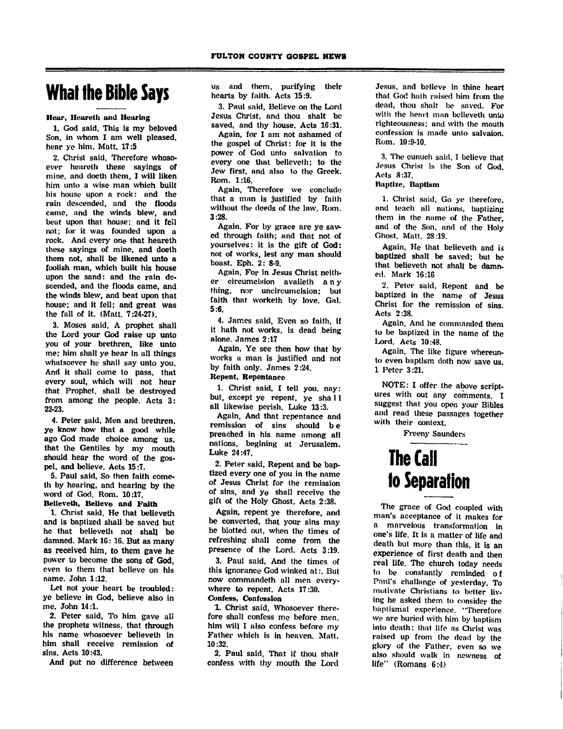# What the Bible Says

**Hear, Heareth and Hearing**

1. God said, This is my beloved Son, in whom I am well pleased, hear ye him. Matt. 17:5

2. Christ said, Therefore whosoever heareth these sayings of mine, and doeth them, I will liken him unto a wise man which built his house upon a rock: and the rain descended, and the floods came, and the winds blew, and beat upon that house; and it fell not; for it was founded upon a rock. And every one that heareth these sayings of mine, and doeth them not, shall be likened unto a foolish man, which built his house upon the sand: and the rain descended, and the floods came, and the winds blew, and beat upon that house; and it fell; and great was the fall of it. (Matt. 7:24-27).

3. Moses said, A prophet shall the Lord your God raise up unto you of your brethren, like unto me; him shall ye hear in all things whatsoever he shall say unto you. And it shall come to pass, that every soul, which will not hear that Prophet, shall be destroyed from among the people. Acts 3: 22-23.

4. Peter said, Men and brethren, ye know how that a good while ago God made choice among us, that the Gentiles by my mouth should hear the word of the gospel, and believe. Acts 15:7.

5. Paul said, So then faith cometh by hearing, and hearing by the word of God. Rom. 10:17.

**Believeth, Believe and Faith**

1. Christ said, He that believeth and is baptized shall be saved but he that believeth not shall be damned. Mark 16: 16. But as many as received him, to them gave he power to become the sons of God, even to them that believe on his name. John 1:12.

Let not your heart be troubled: ye believe in God, believe also in me. John 14:1.

2. Peter said, To him gave all the prophets witness, that through his name whosoever believeth in him shall receive remission of sins. Acts 10:43.

And put no difference between us and them, purifying their hearts by faith. Acts 15:9.

3. Paul said, Believe on the Lord Jesus Christ, and thou shalt be saved, and thy house. Acts 16:31.

Again, for I am not ashamed of the gospel of Christ: for it is the power of God unto salvation to every one that believeth; to the Jew first, and also to the Greek. Rom. 1:16.

Again, Therefore we conclude that a man is justified by faith without the deeds of the law. Rom. 3:28.

Again. For by grace are ye saved through faith; and that not of yourselves: it is the gift of God: not of works, lest any man should boast. Eph. 2: 8-9.

Again, For in Jesus Christ neither circumcision availeth any thing, nor uncircumcision; but faith that worketh by love. Gal. 5:6.

4. James said, Even so faith, if it hath not works, is dead being alone. James 2:17

Again, Ye see then how that by works a man is justified and not by faith only. James 2:24.

**Repent, Repentance**

1. Christ said, I tell you, nay: but, except ye repent, ye shall all likewise perish. Luke 13:3.

Again, And that repentance and remission of sins should be preached in his name among all nations, begining at Jerusalem. Luke 24:47.

2. Peter said, Repent and be baptized every one of you in the name of Jesus Christ for the remission of sins, and ye shall receive the gift of the Holy Ghost, Acts 2:38.

Again, repent ye therefore, and be converted, that your sins may be blotted out, when the times of refreshing shall come from the presence of the Lord. Acts 3:19.

3. Paul said, And the times of this ignorance God winked at:. But now commandeth all men everywhere to repent. Acts 17:30.

**Confess, Confession**

1. Christ said, Whosoever therefore shall confess me before men, him will I also confess before my Father which is in heaven. Matt. 10:32.

2. Paul said, That if thou shalt confess with thy mouth the Lord Jesus, and believe in thine heart that God hath raised him from the dead, thou shalt be saved. For with the heart man believeth unto righteousness; and with the mouth confession is made unto salvaion. Rom. 10:9-10.

3. The eunuch said, I believe that Jesus Christ is the Son of God. Acts 8:37.

**Baptize, Baptism**

1. Christ said, Go ye therefore, and teach all nations, baptizing them in the name of the Father, and of the Son, and of the Holy Ghost. Matt. 28:19.

Again, He that believeth and is baptized shall be saved; but he that believeth not shall be damned. Mark 16:16

2. Peter said, Repent and be baptized in the name of Jesus Christ for the remission of sins. Acts 2:38.

Again, And he commanded them to be baptized in the name of the Lord. Acts 10:48.

Again, The like figure whereunto even baptism doth now save us. 1 Peter 3:21.

NOTE: I offer the above scriptures with out any comments. I suggest that you open your Bibles and read these passages together with their context.

Freeny Saunders

# The Call to Separation

The grace of God coupled with man's acceptance of it makes for a marvelous transformation in one's life. It is a matter of life and death but more than this, it is an experience of first death and then real life. The church today needs to be constantly reminded of Paul's challange of yesterday. To motivate Christians to better living he asked them to consider the baptismal experience. "Therefore we are buried with him by baptism into death: that like as Christ was raised up from the dead by the glory of the Father, even so we also should walk in newness of life" (Romans 6:4)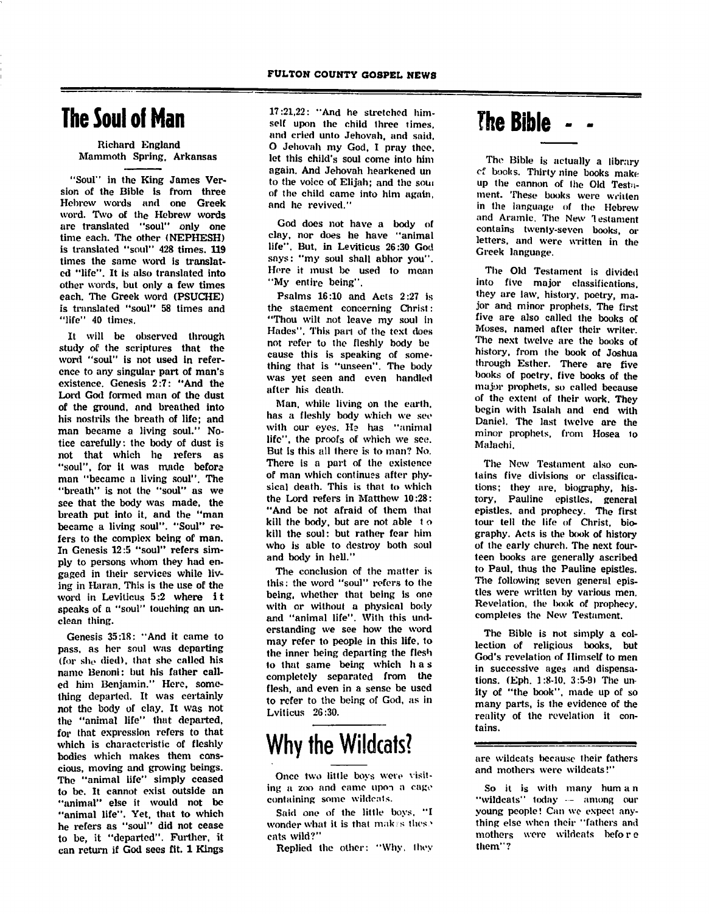# The Soul of Man

Richard England
Mammoth Spring, Arkansas

"Soul" in the King James Version of the Bible is from three Hebrew words and one Greek word. Two of the Hebrew words are translated "soul" only one time each. The other (NEPHESH) is translated "soul" 428 times. 119 times the same word is translated "life". It is also translated into other words, but only a few times each. The Greek word (PSUCHE) is translated "soul" 58 times and "life" 40 times.

It will be observed through study of the scriptures that the word "soul" is not used in reference to any singular part of man's existence. Genesis 2:7: "And the Lord God formed man of the dust of the ground, and breathed into his nostrils the breath of life; and man became a living soul." Notice carefully: the body of dust is not that which he refers as "soul", for it was made before man "became a living soul". The "breath" is not the "soul" as we see that the body was made, the breath put into it, and the "man became a living soul". "Soul" refers to the complex being of man. In Genesis 12:5 "soul" refers simply to persons whom they had engaged in their services while living in Haran. This is the use of the word in Leviticus 5:2 where it speaks of a "soul" touching an unclean thing.

Genesis 35:18: "And it came to pass, as her soul was departing (for she died), that she called his name Benoni: but his father called him Benjamin." Here, something departed. It was certainly not the body of clay. It was not the "animal life" that departed, for that expression refers to that which is characteristic of fleshly bodies which makes them conscious, moving and growing beings. The "animal life" simply ceased to be. It cannot exist outside an "animal" else it would not be "animal life". Yet, that to which he refers as "soul" did not cease to be, it "departed". Further, it can return if God sees fit. 1 Kings 17:21,22: "And he stretched himself upon the child three times, and cried unto Jehovah, and said, O Jehovah my God, I pray thee, let this child's soul come into him again. And Jehovah hearkened un to the voice of Elijah; and the soul of the child came into him again, and he revived."

God does not have a body of clay, nor does he have "animal life". But, in Leviticus 26:30 God says: "my soul shall abhor you". Here it must be used to mean "My entire being".

Psalms 16:10 and Acts 2:27 is the staement concerning Christ: "Thou wilt not leave my soul in Hades". This part of the text does not refer to the fleshly body be cause this is speaking of something that is "unseen". The body was yet seen and even handled after his death.

Man, while living on the earth, has a fleshly body which we see with our eyes. He has "animal life", the proofs of which we see. But is this all there is to man? No. There is a part of the existence of man which continues after physical death. This is that to which the Lord refers in Matthew 10:28: "And be not afraid of them that kill the body, but are not able to kill the soul: but rather fear him who is able to destroy both soul and body in hell."

The conclusion of the matter is this: the word "soul" refers to the being, whether that being is one with or without a physical body and "animal life". With this understanding we see how the word may refer to people in this life, to the inner being departing the flesh to that same being which has completely separated from the flesh, and even in a sense be used to refer to the being of God, as in Lviticus 26:30.

# Why the Wildcats?

Once two little boys were visiting a zoo and came upon a cage containing some wildcats.

Said one of the little boys, "I wonder what it is that makes these cats wild?"

Replied the other: "Why, they are wildcats because their fathers and mothers were wildcats!"

So it is with many human "wildcats" today — among our young people! Can we expect anything else when their "fathers and mothers were wildcats before them"?

# The Bible - -

The Bible is actually a library of books. Thirty nine books make up the cannon of the Old Testament. These books were written in the language of the Hebrew and Aramic. The New Testament contains twenty-seven books, or letters, and were written in the Greek language.

The Old Testament is divided into five major classifications, they are law, history, poetry, major and minor prophets. The first five are also called the books of Moses, named after their writer. The next twelve are the books of history, from the book of Joshua through Esther. There are five books of poetry, five books of the major prophets, so called because of the extent of their work. They begin with Isaiah and end with Daniel. The last twelve are the minor prophets, from Hosea to Malachi.

The New Testament also contains five divisions or classifications; they are, biography, history, Pauline epistles, general epistles, and prophecy. The first four tell the life of Christ, biography. Acts is the book of history of the early church. The next fourteen books are generally ascribed to Paul, thus the Pauline epistles. The following seven general epistles were written by various men. Revelation, the book of prophecy, completes the New Testament.

The Bible is not simply a collection of religious books, but God's revelation of Himself to men in successive ages and dispensations. (Eph. 1:8-10, 3:5-9) The unity of "the book", made up of so many parts, is the evidence of the reality of the revelation it contains.